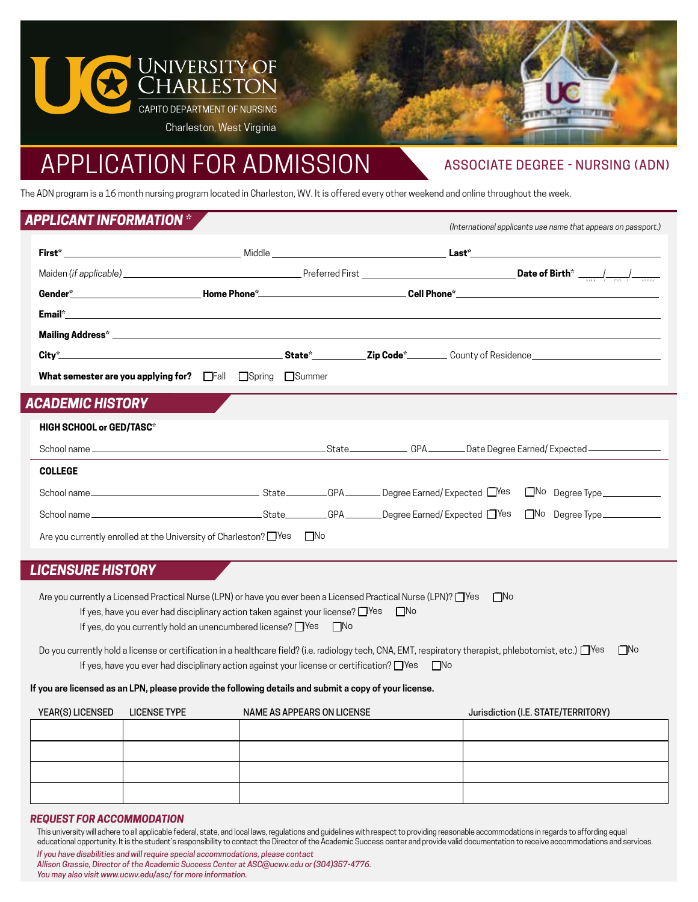UNIVERSITY OF CHARLESTON
CAPITO DEPARTMENT OF NURSING
Charleston, West Virginia

# APPLICATION FOR ADMISSION

## ASSOCIATE DEGREE - NURSING (ADN)

The ADN program is a 16 month nursing program located in Charleston, WV. It is offered every other weekend and online throughout the week.

## APPLICANT INFORMATION *

*(International applicants use name that appears on passport.)*

**First*** ______________________ Middle ______________________ **Last***______________________

Maiden *(if applicable)* ______________________ Preferred First ______________________ **Date of Birth*** ____/____/______ (MM / DD / YYYY)

**Gender***______________ **Home Phone***______________________ **Cell Phone***______________________

**Email***______________________________________________

**Mailing Address*** ______________________________________________

**City***______________________ **State***__________ **Zip Code***________ County of Residence______________________

**What semester are you applying for?** ☐Fall ☐Spring ☐Summer

## ACADEMIC HISTORY

**HIGH SCHOOL or GED/TASC***

School name ______________________ State__________ GPA________ Date Degree Earned/ Expected______________

**COLLEGE**

School name ______________________ State________ GPA________ Degree Earned/ Expected ☐Yes ☐No Degree Type__________

School name ______________________ State________ GPA________ Degree Earned/ Expected ☐Yes ☐No Degree Type__________

Are you currently enrolled at the University of Charleston? ☐Yes ☐No

## LICENSURE HISTORY

Are you currently a Licensed Practical Nurse (LPN) or have you ever been a Licensed Practical Nurse (LPN)? ☐Yes ☐No

If yes, have you ever had disciplinary action taken against your license? ☐Yes ☐No

If yes, do you currently hold an unencumbered license? ☐Yes ☐No

Do you currently hold a license or certification in a healthcare field? (i.e. radiology tech, CNA, EMT, respiratory therapist, phlebotomist, etc.) ☐Yes ☐No

If yes, have you ever had disciplinary action against your license or certification? ☐Yes ☐No

**If you are licensed as an LPN, please provide the following details and submit a copy of your license.**

| YEAR(S) LICENSED | LICENSE TYPE | NAME AS APPEARS ON LICENSE | Jurisdiction (I.E. STATE/TERRITORY) |
|---|---|---|---|
| | | | |
| | | | |
| | | | |
| | | | |

### REQUEST FOR ACCOMMODATION

This university will adhere to all applicable federal, state, and local laws, regulations and guidelines with respect to providing reasonable accommodations in regards to affording equal educational opportunity. It is the student's responsibility to contact the Director of the Academic Success center and provide valid documentation to receive accommodations and services.

*If you have disabilities and will require special accommodations, please contact Allison Grassie, Director of the Academic Success Center at ASC@ucwv.edu or (304)357-4776. You may also visit www.ucwv.edu/asc/ for more information.*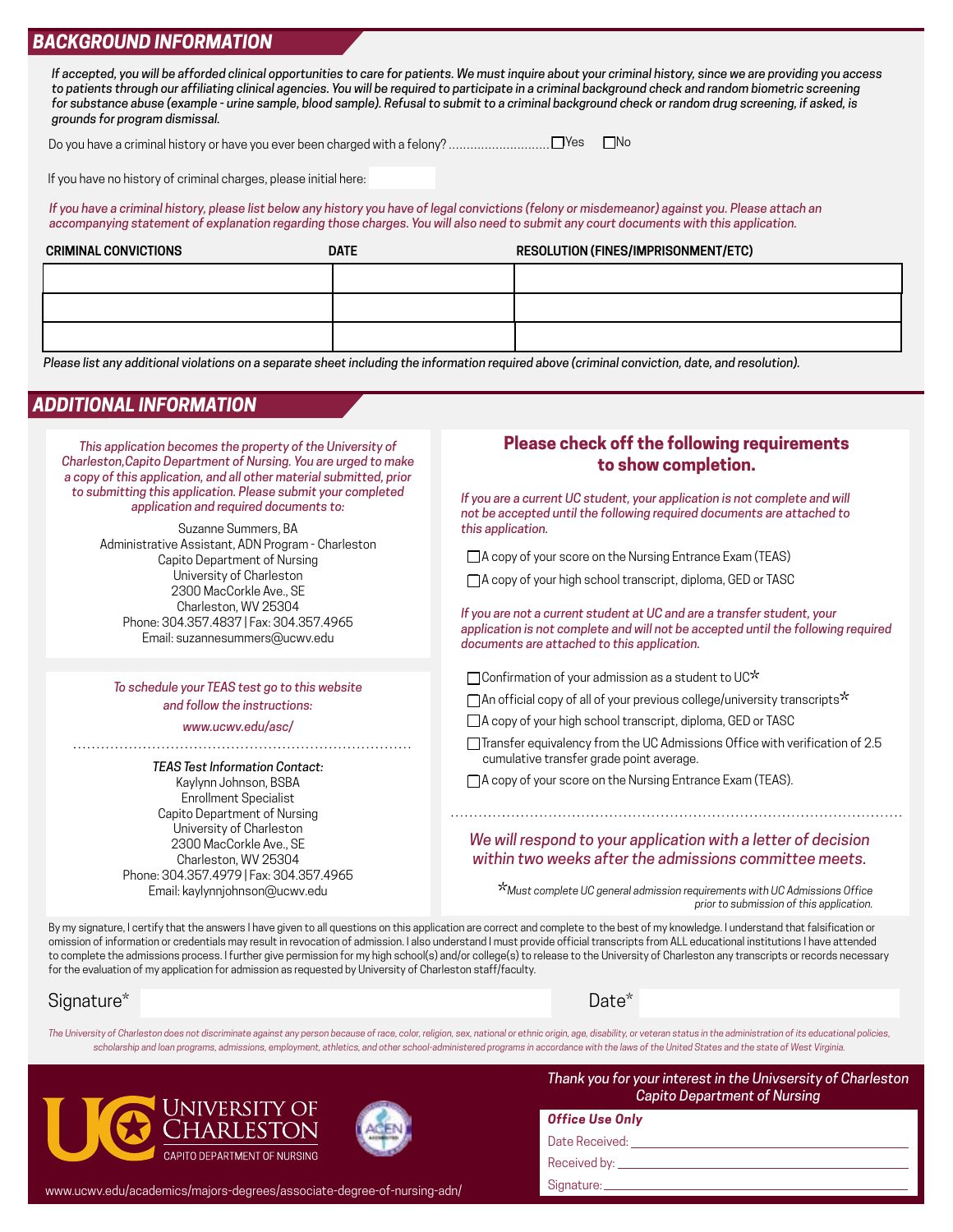## BACKGROUND INFORMATION

*If accepted, you will be afforded clinical opportunities to care for patients. We must inquire about your criminal history, since we are providing you access to patients through our affiliating clinical agencies. You will be required to participate in a criminal background check and random biometric screening for substance abuse (example - urine sample, blood sample). Refusal to submit to a criminal background check or random drug screening, if asked, is grounds for program dismissal.*

Do you have a criminal history or have you ever been charged with a felony? ............................ ☐Yes ☐No

If you have no history of criminal charges, please initial here:

*If you have a criminal history, please list below any history you have of legal convictions (felony or misdemeanor) against you. Please attach an accompanying statement of explanation regarding those charges. You will also need to submit any court documents with this application.*

| CRIMINAL CONVICTIONS | DATE | RESOLUTION (FINES/IMPRISONMENT/ETC) |
|---|---|---|
| | | |
| | | |
| | | |

*Please list any additional violations on a separate sheet including the information required above (criminal conviction, date, and resolution).*

## ADDITIONAL INFORMATION

*This application becomes the property of the University of Charleston,Capito Department of Nursing. You are urged to make a copy of this application, and all other material submitted, prior to submitting this application. Please submit your completed application and required documents to:*

Suzanne Summers, BA
Administrative Assistant, ADN Program - Charleston
Capito Department of Nursing
University of Charleston
2300 MacCorkle Ave., SE
Charleston, WV 25304
Phone: 304.357.4837 | Fax: 304.357.4965
Email: suzannesummers@ucwv.edu

*To schedule your TEAS test go to this website and follow the instructions:*

*www.ucwv.edu/asc/*

*TEAS Test Information Contact:*
Kaylynn Johnson, BSBA
Enrollment Specialist
Capito Department of Nursing
University of Charleston
2300 MacCorkle Ave., SE
Charleston, WV 25304
Phone: 304.357.4979 | Fax: 304.357.4965
Email: kaylynnjohnson@ucwv.edu

### Please check off the following requirements to show completion.

*If you are a current UC student, your application is not complete and will not be accepted until the following required documents are attached to this application.*

- ☐ A copy of your score on the Nursing Entrance Exam (TEAS)
- ☐ A copy of your high school transcript, diploma, GED or TASC

*If you are not a current student at UC and are a transfer student, your application is not complete and will not be accepted until the following required documents are attached to this application.*

- ☐ Confirmation of your admission as a student to UC*
- ☐ An official copy of all of your previous college/university transcripts*
- ☐ A copy of your high school transcript, diploma, GED or TASC
- ☐ Transfer equivalency from the UC Admissions Office with verification of 2.5 cumulative transfer grade point average.
- ☐ A copy of your score on the Nursing Entrance Exam (TEAS).

*We will respond to your application with a letter of decision within two weeks after the admissions committee meets.*

*\*Must complete UC general admission requirements with UC Admissions Office prior to submission of this application.*

By my signature, I certify that the answers I have given to all questions on this application are correct and complete to the best of my knowledge. I understand that falsification or omission of information or credentials may result in revocation of admission. I also understand I must provide official transcripts from ALL educational institutions I have attended to complete the admissions process. I further give permission for my high school(s) and/or college(s) to release to the University of Charleston any transcripts or records necessary for the evaluation of my application for admission as requested by University of Charleston staff/faculty.

Signature* Date*

*The University of Charleston does not discriminate against any person because of race, color, religion, sex, national or ethnic origin, age, disability, or veteran status in the administration of its educational policies, scholarship and loan programs, admissions, employment, athletics, and other school-administered programs in accordance with the laws of the United States and the state of West Virginia.*

UNIVERSITY OF CHARLESTON
CAPITO DEPARTMENT OF NURSING

www.ucwv.edu/academics/majors-degrees/associate-degree-of-nursing-adn/

*Thank you for your interest in the Univsersity of Charleston Capito Department of Nursing*

***Office Use Only***

Date Received: ______________________

Received by: ______________________

Signature: ______________________